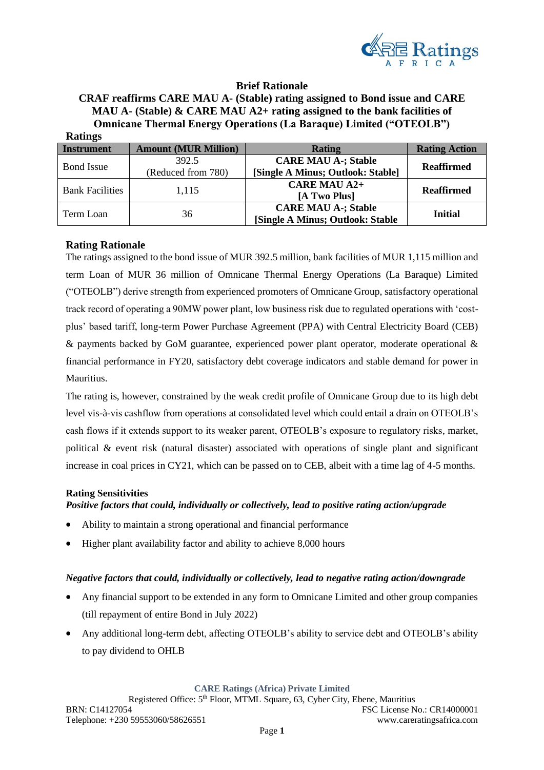**Brief Rationale**

**CRAF reaffirms CARE MAU A- (Stable) rating assigned to Bond issue and CARE MAU A- (Stable) & CARE MAU A2+ rating assigned to the bank facilities of Omnicane Thermal Energy Operations (La Baraque) Limited ("OTEOLB")**

**Ratings**

| Instrument | Amount (MUR Million) | Rating | Rating Action |
|---|---|---|---|
| Bond Issue | 392.5 (Reduced from 780) | **CARE MAU A-; Stable [Single A Minus; Outlook: Stable]** | **Reaffirmed** |
| Bank Facilities | 1,115 | **CARE MAU A2+ [A Two Plus]** | **Reaffirmed** |
| Term Loan | 36 | **CARE MAU A-; Stable [Single A Minus; Outlook: Stable** | **Initial** |

## Rating Rationale

The ratings assigned to the bond issue of MUR 392.5 million, bank facilities of MUR 1,115 million and term Loan of MUR 36 million of Omnicane Thermal Energy Operations (La Baraque) Limited ("OTEOLB") derive strength from experienced promoters of Omnicane Group, satisfactory operational track record of operating a 90MW power plant, low business risk due to regulated operations with 'cost-plus' based tariff, long-term Power Purchase Agreement (PPA) with Central Electricity Board (CEB) & payments backed by GoM guarantee, experienced power plant operator, moderate operational & financial performance in FY20, satisfactory debt coverage indicators and stable demand for power in Mauritius.

The rating is, however, constrained by the weak credit profile of Omnicane Group due to its high debt level vis-à-vis cashflow from operations at consolidated level which could entail a drain on OTEOLB's cash flows if it extends support to its weaker parent, OTEOLB's exposure to regulatory risks, market, political & event risk (natural disaster) associated with operations of single plant and significant increase in coal prices in CY21, which can be passed on to CEB, albeit with a time lag of 4-5 months.

### Rating Sensitivities

***Positive factors that could, individually or collectively, lead to positive rating action/upgrade***

- Ability to maintain a strong operational and financial performance
- Higher plant availability factor and ability to achieve 8,000 hours

***Negative factors that could, individually or collectively, lead to negative rating action/downgrade***

- Any financial support to be extended in any form to Omnicane Limited and other group companies (till repayment of entire Bond in July 2022)
- Any additional long-term debt, affecting OTEOLB's ability to service debt and OTEOLB's ability to pay dividend to OHLB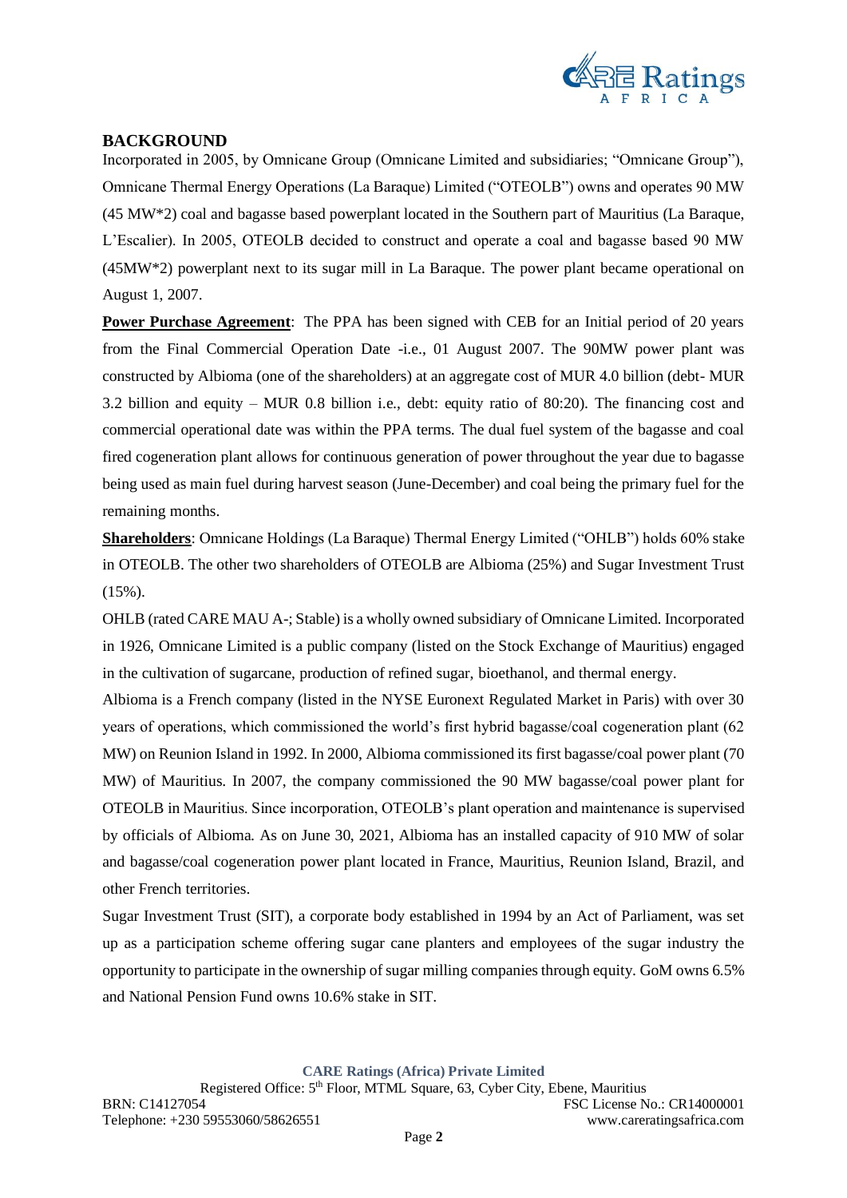## BACKGROUND

Incorporated in 2005, by Omnicane Group (Omnicane Limited and subsidiaries; "Omnicane Group"), Omnicane Thermal Energy Operations (La Baraque) Limited ("OTEOLB") owns and operates 90 MW (45 MW*2) coal and bagasse based powerplant located in the Southern part of Mauritius (La Baraque, L'Escalier). In 2005, OTEOLB decided to construct and operate a coal and bagasse based 90 MW (45MW*2) powerplant next to its sugar mill in La Baraque. The power plant became operational on August 1, 2007.

**Power Purchase Agreement**: The PPA has been signed with CEB for an Initial period of 20 years from the Final Commercial Operation Date -i.e., 01 August 2007. The 90MW power plant was constructed by Albioma (one of the shareholders) at an aggregate cost of MUR 4.0 billion (debt- MUR 3.2 billion and equity – MUR 0.8 billion i.e., debt: equity ratio of 80:20). The financing cost and commercial operational date was within the PPA terms. The dual fuel system of the bagasse and coal fired cogeneration plant allows for continuous generation of power throughout the year due to bagasse being used as main fuel during harvest season (June-December) and coal being the primary fuel for the remaining months.

**Shareholders**: Omnicane Holdings (La Baraque) Thermal Energy Limited ("OHLB") holds 60% stake in OTEOLB. The other two shareholders of OTEOLB are Albioma (25%) and Sugar Investment Trust (15%).

OHLB (rated CARE MAU A-; Stable) is a wholly owned subsidiary of Omnicane Limited. Incorporated in 1926, Omnicane Limited is a public company (listed on the Stock Exchange of Mauritius) engaged in the cultivation of sugarcane, production of refined sugar, bioethanol, and thermal energy.

Albioma is a French company (listed in the NYSE Euronext Regulated Market in Paris) with over 30 years of operations, which commissioned the world's first hybrid bagasse/coal cogeneration plant (62 MW) on Reunion Island in 1992. In 2000, Albioma commissioned its first bagasse/coal power plant (70 MW) of Mauritius. In 2007, the company commissioned the 90 MW bagasse/coal power plant for OTEOLB in Mauritius. Since incorporation, OTEOLB's plant operation and maintenance is supervised by officials of Albioma. As on June 30, 2021, Albioma has an installed capacity of 910 MW of solar and bagasse/coal cogeneration power plant located in France, Mauritius, Reunion Island, Brazil, and other French territories.

Sugar Investment Trust (SIT), a corporate body established in 1994 by an Act of Parliament, was set up as a participation scheme offering sugar cane planters and employees of the sugar industry the opportunity to participate in the ownership of sugar milling companies through equity. GoM owns 6.5% and National Pension Fund owns 10.6% stake in SIT.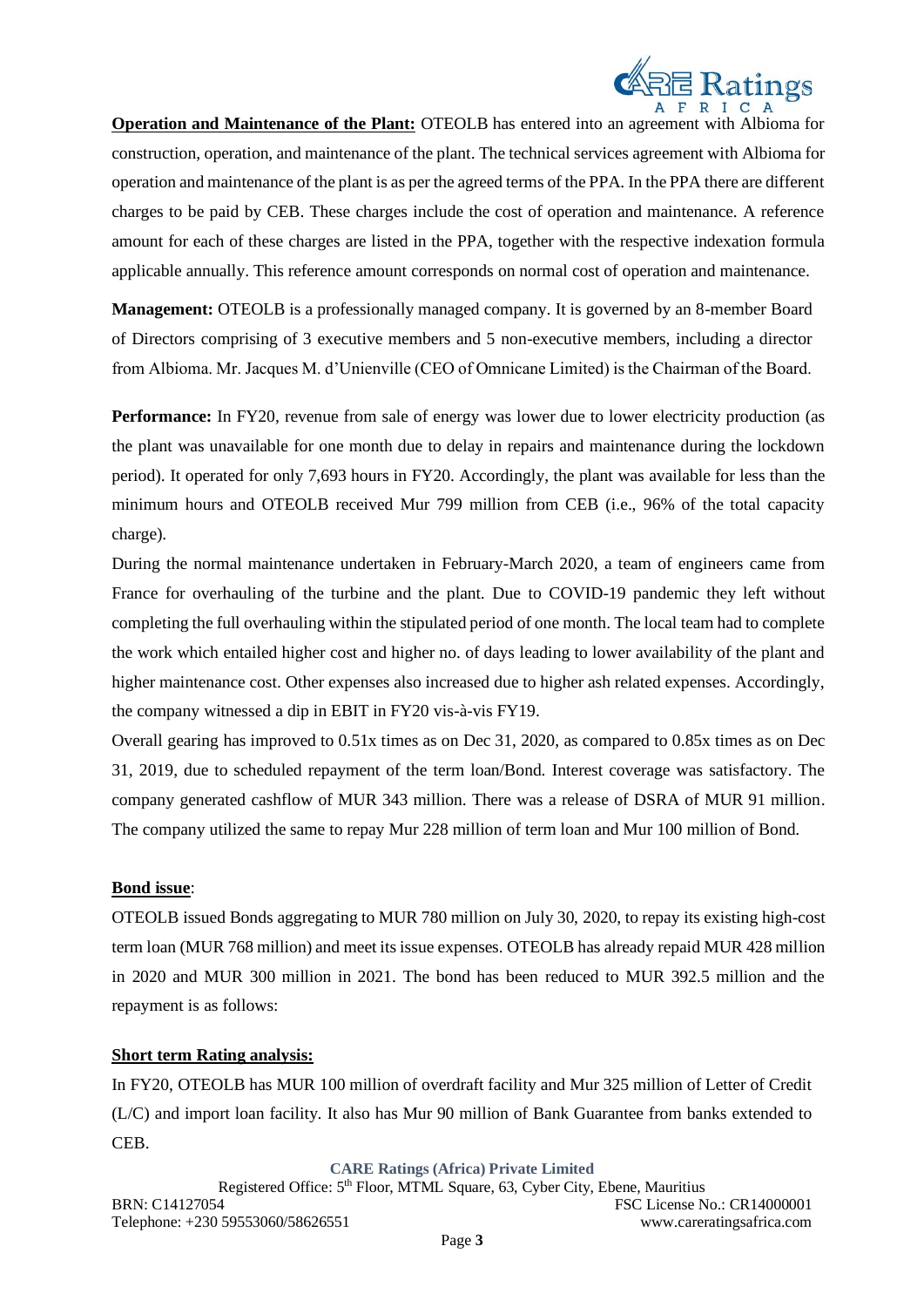**Operation and Maintenance of the Plant:** OTEOLB has entered into an agreement with Albioma for construction, operation, and maintenance of the plant. The technical services agreement with Albioma for operation and maintenance of the plant is as per the agreed terms of the PPA. In the PPA there are different charges to be paid by CEB. These charges include the cost of operation and maintenance. A reference amount for each of these charges are listed in the PPA, together with the respective indexation formula applicable annually. This reference amount corresponds on normal cost of operation and maintenance.

**Management:** OTEOLB is a professionally managed company. It is governed by an 8-member Board of Directors comprising of 3 executive members and 5 non-executive members, including a director from Albioma. Mr. Jacques M. d'Unienville (CEO of Omnicane Limited) is the Chairman of the Board.

**Performance:** In FY20, revenue from sale of energy was lower due to lower electricity production (as the plant was unavailable for one month due to delay in repairs and maintenance during the lockdown period). It operated for only 7,693 hours in FY20. Accordingly, the plant was available for less than the minimum hours and OTEOLB received Mur 799 million from CEB (i.e., 96% of the total capacity charge).

During the normal maintenance undertaken in February-March 2020, a team of engineers came from France for overhauling of the turbine and the plant. Due to COVID-19 pandemic they left without completing the full overhauling within the stipulated period of one month. The local team had to complete the work which entailed higher cost and higher no. of days leading to lower availability of the plant and higher maintenance cost. Other expenses also increased due to higher ash related expenses. Accordingly, the company witnessed a dip in EBIT in FY20 vis-à-vis FY19.

Overall gearing has improved to 0.51x times as on Dec 31, 2020, as compared to 0.85x times as on Dec 31, 2019, due to scheduled repayment of the term loan/Bond. Interest coverage was satisfactory. The company generated cashflow of MUR 343 million. There was a release of DSRA of MUR 91 million. The company utilized the same to repay Mur 228 million of term loan and Mur 100 million of Bond.

**Bond issue**:

OTEOLB issued Bonds aggregating to MUR 780 million on July 30, 2020, to repay its existing high-cost term loan (MUR 768 million) and meet its issue expenses. OTEOLB has already repaid MUR 428 million in 2020 and MUR 300 million in 2021. The bond has been reduced to MUR 392.5 million and the repayment is as follows:

**Short term Rating analysis:**

In FY20, OTEOLB has MUR 100 million of overdraft facility and Mur 325 million of Letter of Credit (L/C) and import loan facility. It also has Mur 90 million of Bank Guarantee from banks extended to CEB.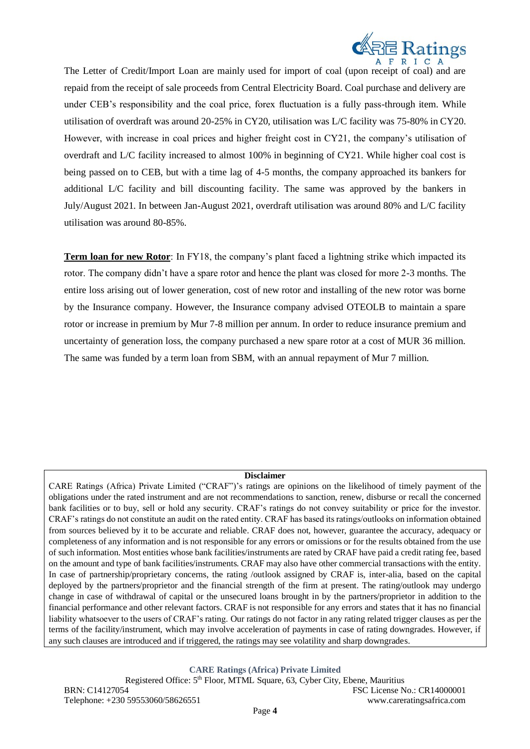The Letter of Credit/Import Loan are mainly used for import of coal (upon receipt of coal) and are repaid from the receipt of sale proceeds from Central Electricity Board. Coal purchase and delivery are under CEB's responsibility and the coal price, forex fluctuation is a fully pass-through item. While utilisation of overdraft was around 20-25% in CY20, utilisation was L/C facility was 75-80% in CY20. However, with increase in coal prices and higher freight cost in CY21, the company's utilisation of overdraft and L/C facility increased to almost 100% in beginning of CY21. While higher coal cost is being passed on to CEB, but with a time lag of 4-5 months, the company approached its bankers for additional L/C facility and bill discounting facility. The same was approved by the bankers in July/August 2021. In between Jan-August 2021, overdraft utilisation was around 80% and L/C facility utilisation was around 80-85%.

**Term loan for new Rotor**: In FY18, the company's plant faced a lightning strike which impacted its rotor. The company didn't have a spare rotor and hence the plant was closed for more 2-3 months. The entire loss arising out of lower generation, cost of new rotor and installing of the new rotor was borne by the Insurance company. However, the Insurance company advised OTEOLB to maintain a spare rotor or increase in premium by Mur 7-8 million per annum. In order to reduce insurance premium and uncertainty of generation loss, the company purchased a new spare rotor at a cost of MUR 36 million. The same was funded by a term loan from SBM, with an annual repayment of Mur 7 million.

**Disclaimer**

CARE Ratings (Africa) Private Limited ("CRAF")'s ratings are opinions on the likelihood of timely payment of the obligations under the rated instrument and are not recommendations to sanction, renew, disburse or recall the concerned bank facilities or to buy, sell or hold any security. CRAF's ratings do not convey suitability or price for the investor. CRAF's ratings do not constitute an audit on the rated entity. CRAF has based its ratings/outlooks on information obtained from sources believed by it to be accurate and reliable. CRAF does not, however, guarantee the accuracy, adequacy or completeness of any information and is not responsible for any errors or omissions or for the results obtained from the use of such information. Most entities whose bank facilities/instruments are rated by CRAF have paid a credit rating fee, based on the amount and type of bank facilities/instruments. CRAF may also have other commercial transactions with the entity. In case of partnership/proprietary concerns, the rating /outlook assigned by CRAF is, inter-alia, based on the capital deployed by the partners/proprietor and the financial strength of the firm at present. The rating/outlook may undergo change in case of withdrawal of capital or the unsecured loans brought in by the partners/proprietor in addition to the financial performance and other relevant factors. CRAF is not responsible for any errors and states that it has no financial liability whatsoever to the users of CRAF's rating. Our ratings do not factor in any rating related trigger clauses as per the terms of the facility/instrument, which may involve acceleration of payments in case of rating downgrades. However, if any such clauses are introduced and if triggered, the ratings may see volatility and sharp downgrades.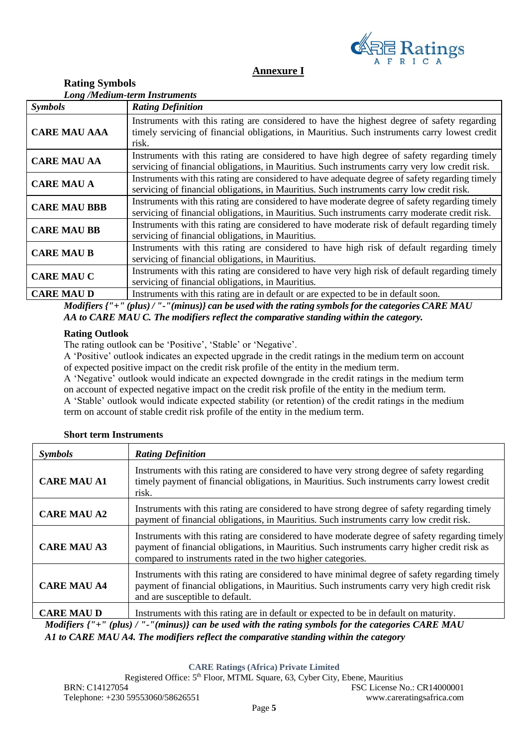## Annexure I

### Rating Symbols

*Long /Medium-term Instruments*

| *Symbols* | *Rating Definition* |
|---|---|
| **CARE MAU AAA** | Instruments with this rating are considered to have the highest degree of safety regarding timely servicing of financial obligations, in Mauritius. Such instruments carry lowest credit risk. |
| **CARE MAU AA** | Instruments with this rating are considered to have high degree of safety regarding timely servicing of financial obligations, in Mauritius. Such instruments carry very low credit risk. |
| **CARE MAU A** | Instruments with this rating are considered to have adequate degree of safety regarding timely servicing of financial obligations, in Mauritius. Such instruments carry low credit risk. |
| **CARE MAU BBB** | Instruments with this rating are considered to have moderate degree of safety regarding timely servicing of financial obligations, in Mauritius. Such instruments carry moderate credit risk. |
| **CARE MAU BB** | Instruments with this rating are considered to have moderate risk of default regarding timely servicing of financial obligations, in Mauritius. |
| **CARE MAU B** | Instruments with this rating are considered to have high risk of default regarding timely servicing of financial obligations, in Mauritius. |
| **CARE MAU C** | Instruments with this rating are considered to have very high risk of default regarding timely servicing of financial obligations, in Mauritius. |
| **CARE MAU D** | Instruments with this rating are in default or are expected to be in default soon. |

***Modifiers {"+" (plus) / "-"(minus)} can be used with the rating symbols for the categories CARE MAU AA to CARE MAU C. The modifiers reflect the comparative standing within the category.***

**Rating Outlook**

The rating outlook can be 'Positive', 'Stable' or 'Negative'.

A 'Positive' outlook indicates an expected upgrade in the credit ratings in the medium term on account of expected positive impact on the credit risk profile of the entity in the medium term.

A 'Negative' outlook would indicate an expected downgrade in the credit ratings in the medium term on account of expected negative impact on the credit risk profile of the entity in the medium term.

A 'Stable' outlook would indicate expected stability (or retention) of the credit ratings in the medium term on account of stable credit risk profile of the entity in the medium term.

**Short term Instruments**

| *Symbols* | *Rating Definition* |
|---|---|
| **CARE MAU A1** | Instruments with this rating are considered to have very strong degree of safety regarding timely payment of financial obligations, in Mauritius. Such instruments carry lowest credit risk. |
| **CARE MAU A2** | Instruments with this rating are considered to have strong degree of safety regarding timely payment of financial obligations, in Mauritius. Such instruments carry low credit risk. |
| **CARE MAU A3** | Instruments with this rating are considered to have moderate degree of safety regarding timely payment of financial obligations, in Mauritius. Such instruments carry higher credit risk as compared to instruments rated in the two higher categories. |
| **CARE MAU A4** | Instruments with this rating are considered to have minimal degree of safety regarding timely payment of financial obligations, in Mauritius. Such instruments carry very high credit risk and are susceptible to default. |
| **CARE MAU D** | Instruments with this rating are in default or expected to be in default on maturity. |

***Modifiers {"+" (plus) / "-"(minus)} can be used with the rating symbols for the categories CARE MAU A1 to CARE MAU A4. The modifiers reflect the comparative standing within the category***

**CARE Ratings (Africa) Private Limited**

Registered Office: 5th Floor, MTML Square, 63, Cyber City, Ebene, Mauritius

BRN: C14127054 FSC License No.: CR14000001

Telephone: +230 59553060/58626551 www.careratingsafrica.com